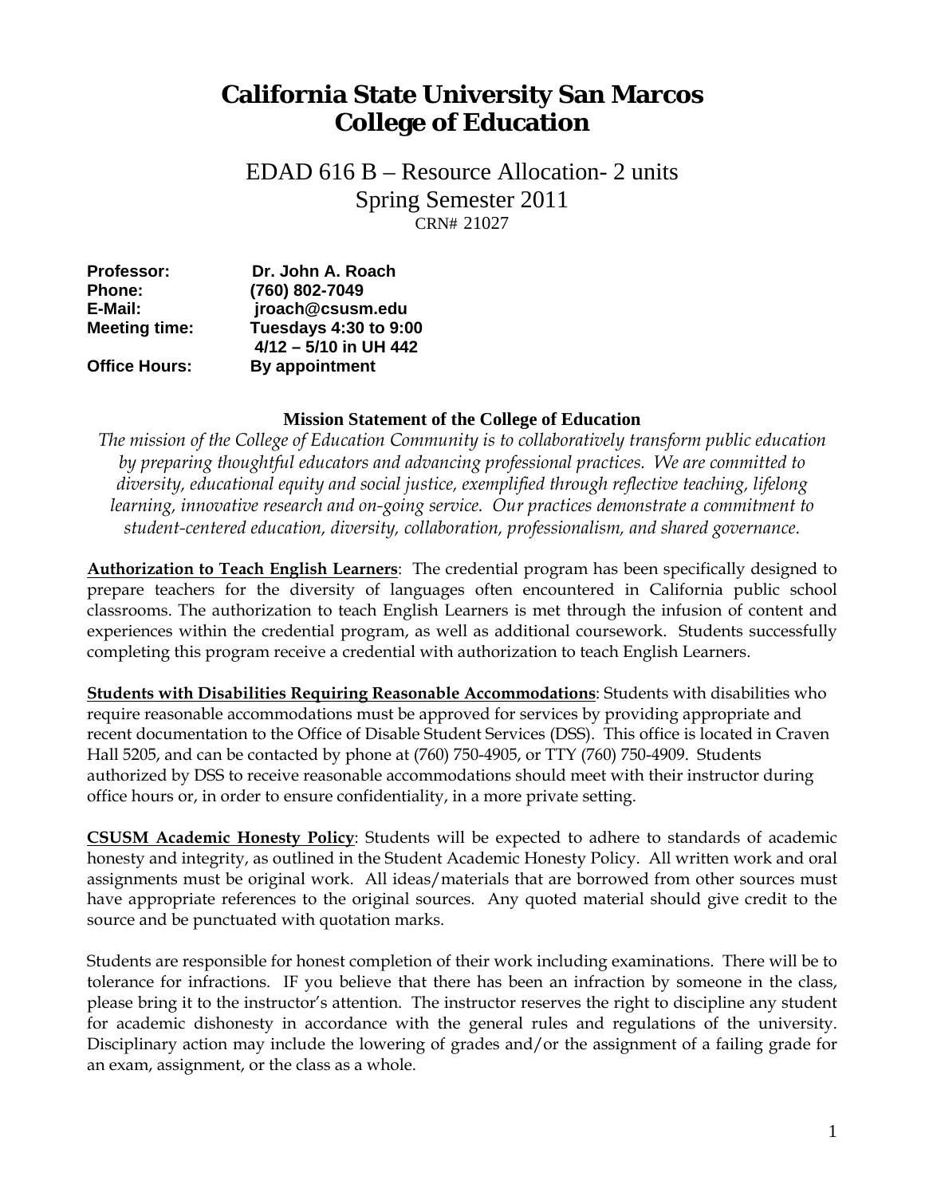# California State University San Marcos
# College of Education

## EDAD 616 B – Resource Allocation- 2 units
## Spring Semester 2011
CRN# 21027

**Professor:** Dr. John A. Roach
**Phone:** (760) 802-7049
**E-Mail:** jroach@csusm.edu
**Meeting time:** Tuesdays 4:30 to 9:00
4/12 – 5/10 in UH 442
**Office Hours:** By appointment

**Mission Statement of the College of Education**

*The mission of the College of Education Community is to collaboratively transform public education by preparing thoughtful educators and advancing professional practices. We are committed to diversity, educational equity and social justice, exemplified through reflective teaching, lifelong learning, innovative research and on-going service. Our practices demonstrate a commitment to student-centered education, diversity, collaboration, professionalism, and shared governance.*

**Authorization to Teach English Learners**: The credential program has been specifically designed to prepare teachers for the diversity of languages often encountered in California public school classrooms. The authorization to teach English Learners is met through the infusion of content and experiences within the credential program, as well as additional coursework. Students successfully completing this program receive a credential with authorization to teach English Learners.

**Students with Disabilities Requiring Reasonable Accommodations**: Students with disabilities who require reasonable accommodations must be approved for services by providing appropriate and recent documentation to the Office of Disable Student Services (DSS). This office is located in Craven Hall 5205, and can be contacted by phone at (760) 750-4905, or TTY (760) 750-4909. Students authorized by DSS to receive reasonable accommodations should meet with their instructor during office hours or, in order to ensure confidentiality, in a more private setting.

**CSUSM Academic Honesty Policy**: Students will be expected to adhere to standards of academic honesty and integrity, as outlined in the Student Academic Honesty Policy. All written work and oral assignments must be original work. All ideas/materials that are borrowed from other sources must have appropriate references to the original sources. Any quoted material should give credit to the source and be punctuated with quotation marks.

Students are responsible for honest completion of their work including examinations. There will be to tolerance for infractions. IF you believe that there has been an infraction by someone in the class, please bring it to the instructor's attention. The instructor reserves the right to discipline any student for academic dishonesty in accordance with the general rules and regulations of the university. Disciplinary action may include the lowering of grades and/or the assignment of a failing grade for an exam, assignment, or the class as a whole.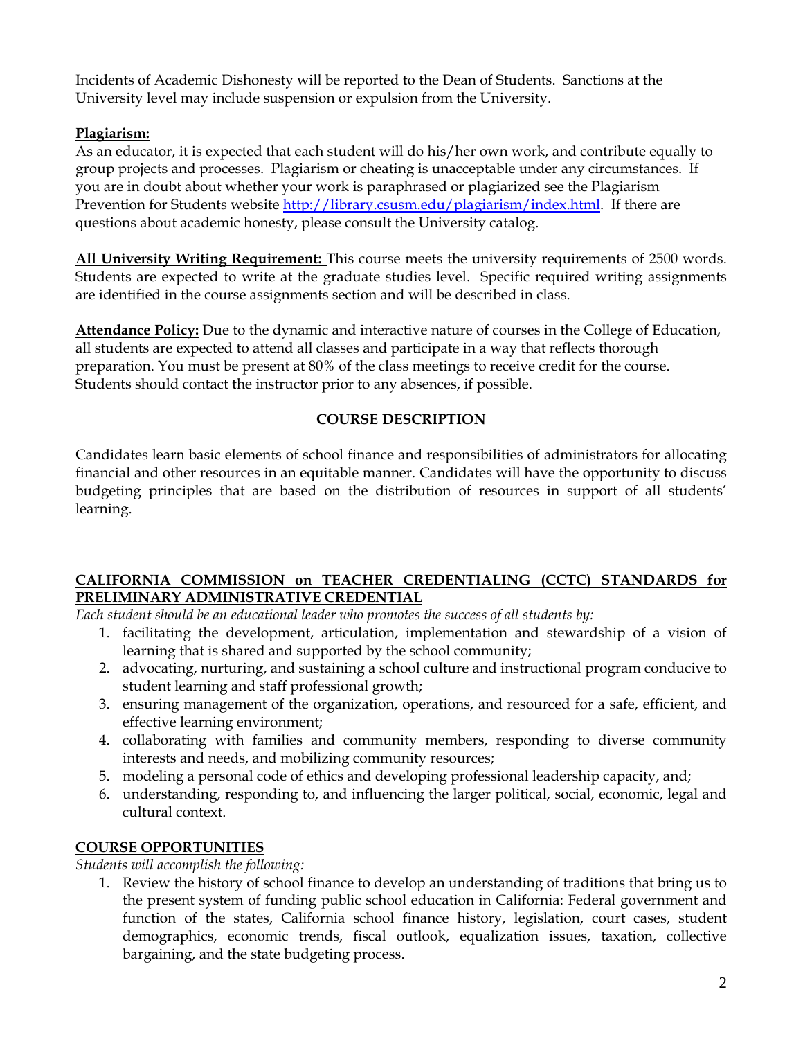Incidents of Academic Dishonesty will be reported to the Dean of Students. Sanctions at the University level may include suspension or expulsion from the University.

**Plagiarism:**
As an educator, it is expected that each student will do his/her own work, and contribute equally to group projects and processes. Plagiarism or cheating is unacceptable under any circumstances. If you are in doubt about whether your work is paraphrased or plagiarized see the Plagiarism Prevention for Students website http://library.csusm.edu/plagiarism/index.html. If there are questions about academic honesty, please consult the University catalog.

**All University Writing Requirement:** This course meets the university requirements of 2500 words. Students are expected to write at the graduate studies level. Specific required writing assignments are identified in the course assignments section and will be described in class.

**Attendance Policy:** Due to the dynamic and interactive nature of courses in the College of Education, all students are expected to attend all classes and participate in a way that reflects thorough preparation. You must be present at 80% of the class meetings to receive credit for the course. Students should contact the instructor prior to any absences, if possible.

## COURSE DESCRIPTION

Candidates learn basic elements of school finance and responsibilities of administrators for allocating financial and other resources in an equitable manner. Candidates will have the opportunity to discuss budgeting principles that are based on the distribution of resources in support of all students' learning.

## CALIFORNIA COMMISSION on TEACHER CREDENTIALING (CCTC) STANDARDS for PRELIMINARY ADMINISTRATIVE CREDENTIAL

*Each student should be an educational leader who promotes the success of all students by:*

1. facilitating the development, articulation, implementation and stewardship of a vision of learning that is shared and supported by the school community;
2. advocating, nurturing, and sustaining a school culture and instructional program conducive to student learning and staff professional growth;
3. ensuring management of the organization, operations, and resourced for a safe, efficient, and effective learning environment;
4. collaborating with families and community members, responding to diverse community interests and needs, and mobilizing community resources;
5. modeling a personal code of ethics and developing professional leadership capacity, and;
6. understanding, responding to, and influencing the larger political, social, economic, legal and cultural context.

## COURSE OPPORTUNITIES

*Students will accomplish the following:*

1. Review the history of school finance to develop an understanding of traditions that bring us to the present system of funding public school education in California: Federal government and function of the states, California school finance history, legislation, court cases, student demographics, economic trends, fiscal outlook, equalization issues, taxation, collective bargaining, and the state budgeting process.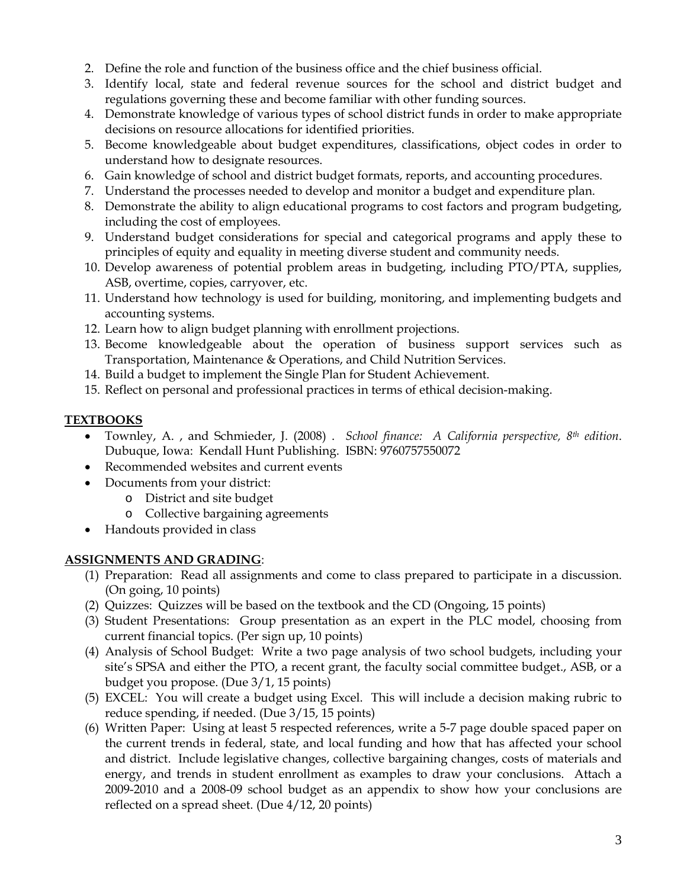2. Define the role and function of the business office and the chief business official.
3. Identify local, state and federal revenue sources for the school and district budget and regulations governing these and become familiar with other funding sources.
4. Demonstrate knowledge of various types of school district funds in order to make appropriate decisions on resource allocations for identified priorities.
5. Become knowledgeable about budget expenditures, classifications, object codes in order to understand how to designate resources.
6. Gain knowledge of school and district budget formats, reports, and accounting procedures.
7. Understand the processes needed to develop and monitor a budget and expenditure plan.
8. Demonstrate the ability to align educational programs to cost factors and program budgeting, including the cost of employees.
9. Understand budget considerations for special and categorical programs and apply these to principles of equity and equality in meeting diverse student and community needs.
10. Develop awareness of potential problem areas in budgeting, including PTO/PTA, supplies, ASB, overtime, copies, carryover, etc.
11. Understand how technology is used for building, monitoring, and implementing budgets and accounting systems.
12. Learn how to align budget planning with enrollment projections.
13. Become knowledgeable about the operation of business support services such as Transportation, Maintenance & Operations, and Child Nutrition Services.
14. Build a budget to implement the Single Plan for Student Achievement.
15. Reflect on personal and professional practices in terms of ethical decision-making.

## TEXTBOOKS

- Townley, A. , and Schmieder, J. (2008) . *School finance: A California perspective, 8th edition*. Dubuque, Iowa: Kendall Hunt Publishing. ISBN: 9760757550072
- Recommended websites and current events
- Documents from your district:
  - District and site budget
  - Collective bargaining agreements
- Handouts provided in class

## ASSIGNMENTS AND GRADING:

(1) Preparation: Read all assignments and come to class prepared to participate in a discussion. (On going, 10 points)

(2) Quizzes: Quizzes will be based on the textbook and the CD (Ongoing, 15 points)

(3) Student Presentations: Group presentation as an expert in the PLC model, choosing from current financial topics. (Per sign up, 10 points)

(4) Analysis of School Budget: Write a two page analysis of two school budgets, including your site's SPSA and either the PTO, a recent grant, the faculty social committee budget., ASB, or a budget you propose. (Due 3/1, 15 points)

(5) EXCEL: You will create a budget using Excel. This will include a decision making rubric to reduce spending, if needed. (Due 3/15, 15 points)

(6) Written Paper: Using at least 5 respected references, write a 5-7 page double spaced paper on the current trends in federal, state, and local funding and how that has affected your school and district. Include legislative changes, collective bargaining changes, costs of materials and energy, and trends in student enrollment as examples to draw your conclusions. Attach a 2009-2010 and a 2008-09 school budget as an appendix to show how your conclusions are reflected on a spread sheet. (Due 4/12, 20 points)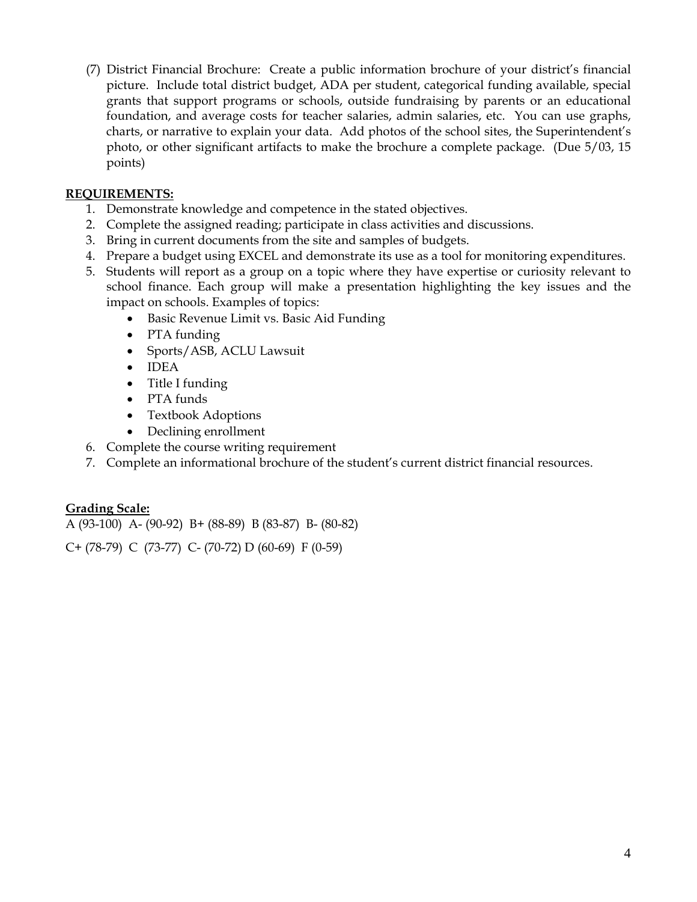(7) District Financial Brochure: Create a public information brochure of your district's financial picture. Include total district budget, ADA per student, categorical funding available, special grants that support programs or schools, outside fundraising by parents or an educational foundation, and average costs for teacher salaries, admin salaries, etc. You can use graphs, charts, or narrative to explain your data. Add photos of the school sites, the Superintendent's photo, or other significant artifacts to make the brochure a complete package. (Due 5/03, 15 points)

**REQUIREMENTS:**

1. Demonstrate knowledge and competence in the stated objectives.
2. Complete the assigned reading; participate in class activities and discussions.
3. Bring in current documents from the site and samples of budgets.
4. Prepare a budget using EXCEL and demonstrate its use as a tool for monitoring expenditures.
5. Students will report as a group on a topic where they have expertise or curiosity relevant to school finance. Each group will make a presentation highlighting the key issues and the impact on schools. Examples of topics:
   - Basic Revenue Limit vs. Basic Aid Funding
   - PTA funding
   - Sports/ASB, ACLU Lawsuit
   - IDEA
   - Title I funding
   - PTA funds
   - Textbook Adoptions
   - Declining enrollment
6. Complete the course writing requirement
7. Complete an informational brochure of the student's current district financial resources.

**Grading Scale:**

A (93-100) A- (90-92) B+ (88-89) B (83-87) B- (80-82)

C+ (78-79) C (73-77) C- (70-72) D (60-69) F (0-59)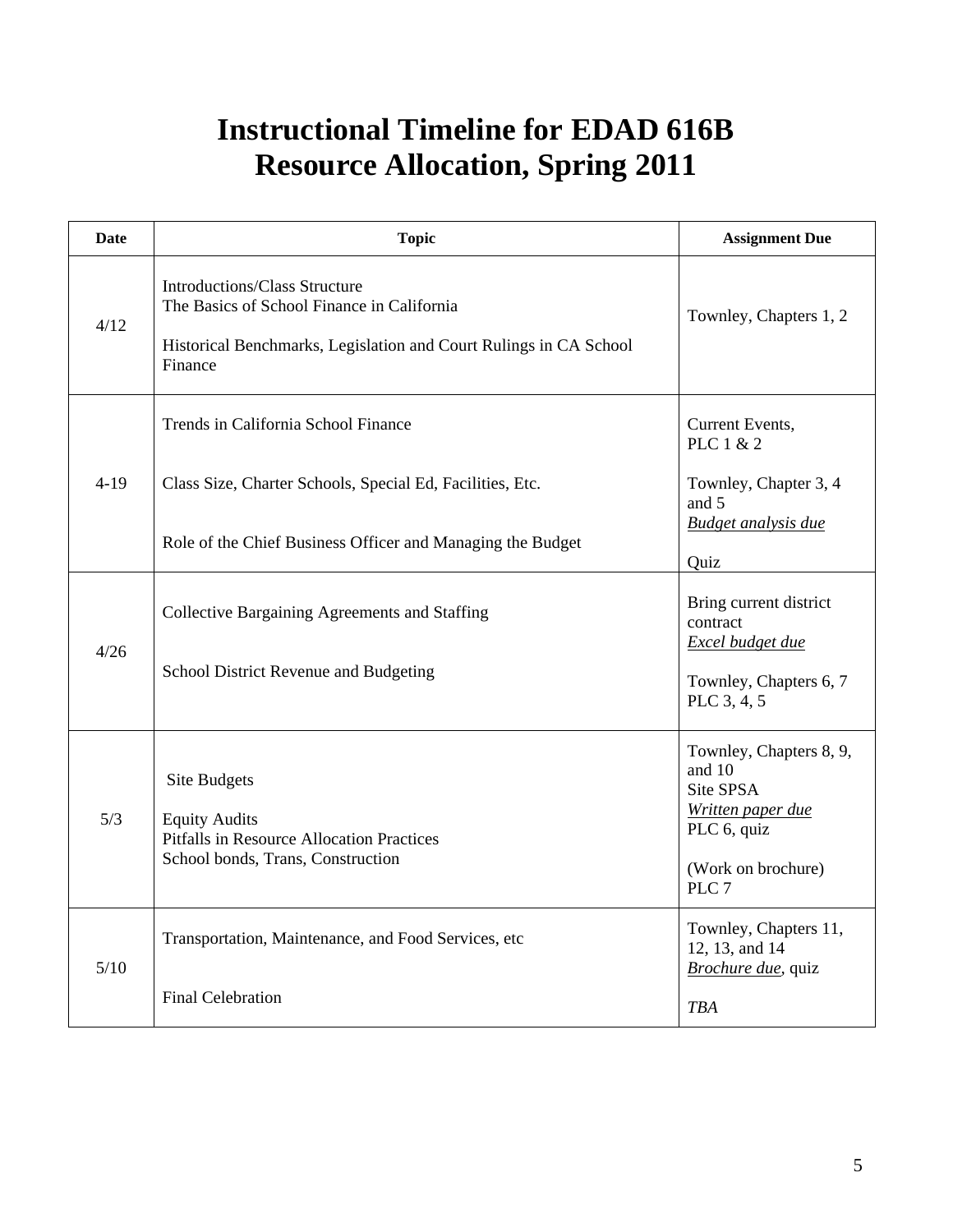# Instructional Timeline for EDAD 616B Resource Allocation, Spring 2011

| Date | Topic | Assignment Due |
|---|---|---|
| 4/12 | Introductions/Class Structure<br>The Basics of School Finance in California<br><br>Historical Benchmarks, Legislation and Court Rulings in CA School Finance | Townley, Chapters 1, 2 |
| 4-19 | Trends in California School Finance<br><br>Class Size, Charter Schools, Special Ed, Facilities, Etc.<br><br>Role of the Chief Business Officer and Managing the Budget | Current Events, PLC 1 & 2<br><br>Townley, Chapter 3, 4 and 5<br>*Budget analysis due*<br><br>Quiz |
| 4/26 | Collective Bargaining Agreements and Staffing<br><br>School District Revenue and Budgeting | Bring current district contract<br>*Excel budget due*<br><br>Townley, Chapters 6, 7<br>PLC 3, 4, 5 |
| 5/3 | Site Budgets<br><br>Equity Audits<br>Pitfalls in Resource Allocation Practices<br>School bonds, Trans, Construction | Townley, Chapters 8, 9, and 10<br>Site SPSA<br>*Written paper due*<br>PLC 6, quiz<br><br>(Work on brochure)<br>PLC 7 |
| 5/10 | Transportation, Maintenance, and Food Services, etc<br><br>Final Celebration | Townley, Chapters 11, 12, 13, and 14<br>*Brochure due*, quiz<br><br>*TBA* |